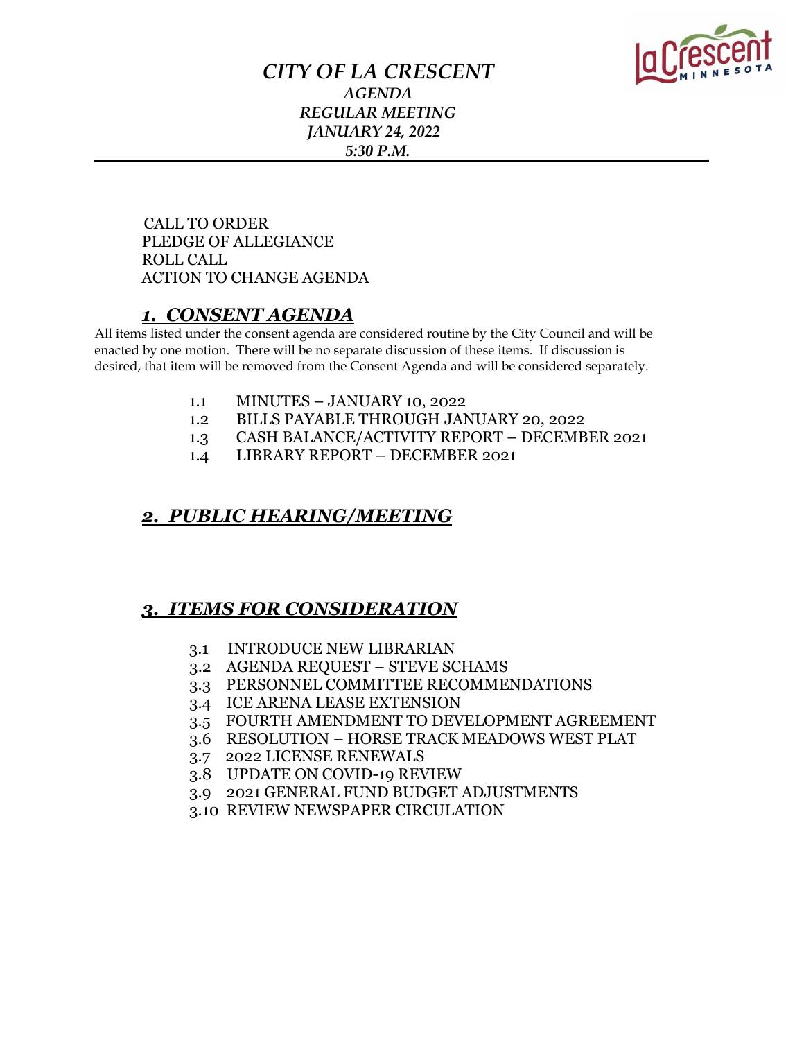# *CITY OF LA CRESCENT*

## *AGENDA*
## *REGULAR MEETING*
## *JANUARY 24, 2022*
## *5:30 P.M.*

---

CALL TO ORDER
PLEDGE OF ALLEGIANCE
ROLL CALL
ACTION TO CHANGE AGENDA

## ***1. CONSENT AGENDA***

All items listed under the consent agenda are considered routine by the City Council and will be enacted by one motion. There will be no separate discussion of these items. If discussion is desired, that item will be removed from the Consent Agenda and will be considered separately.

1.1 MINUTES – JANUARY 10, 2022
1.2 BILLS PAYABLE THROUGH JANUARY 20, 2022
1.3 CASH BALANCE/ACTIVITY REPORT – DECEMBER 2021
1.4 LIBRARY REPORT – DECEMBER 2021

## ***2. PUBLIC HEARING/MEETING***

## ***3. ITEMS FOR CONSIDERATION***

3.1 INTRODUCE NEW LIBRARIAN
3.2 AGENDA REQUEST – STEVE SCHAMS
3.3 PERSONNEL COMMITTEE RECOMMENDATIONS
3.4 ICE ARENA LEASE EXTENSION
3.5 FOURTH AMENDMENT TO DEVELOPMENT AGREEMENT
3.6 RESOLUTION – HORSE TRACK MEADOWS WEST PLAT
3.7 2022 LICENSE RENEWALS
3.8 UPDATE ON COVID-19 REVIEW
3.9 2021 GENERAL FUND BUDGET ADJUSTMENTS
3.10 REVIEW NEWSPAPER CIRCULATION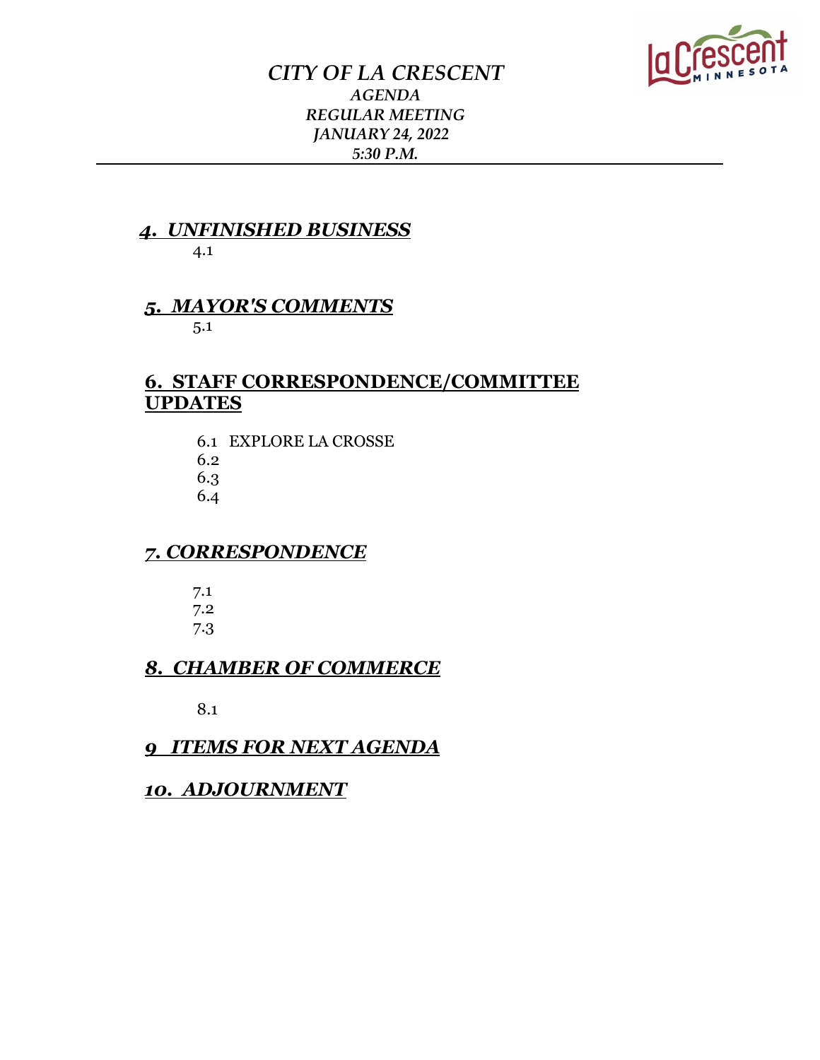*CITY OF LA CRESCENT*
*AGENDA*
*REGULAR MEETING*
*JANUARY 24, 2022*
*5:30 P.M.*

## ***4. UNFINISHED BUSINESS***

4.1

## ***5. MAYOR'S COMMENTS***

5.1

## **6. STAFF CORRESPONDENCE/COMMITTEE UPDATES**

6.1 EXPLORE LA CROSSE
6.2
6.3
6.4

## ***7. CORRESPONDENCE***

7.1
7.2
7.3

## ***8. CHAMBER OF COMMERCE***

8.1

## ***9 ITEMS FOR NEXT AGENDA***

## ***10. ADJOURNMENT***